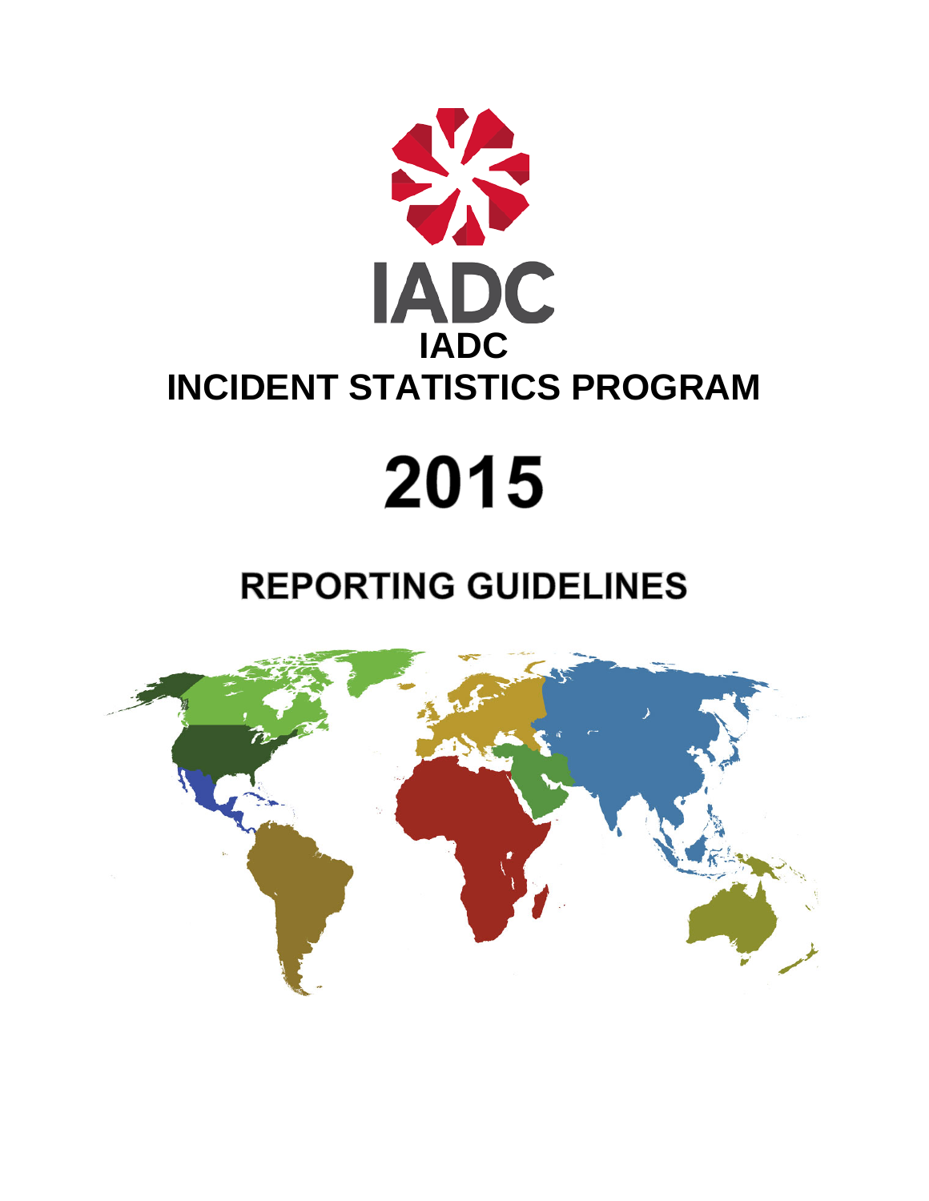# IADC

# INCIDENT STATISTICS PROGRAM

# 2015

## REPORTING GUIDELINES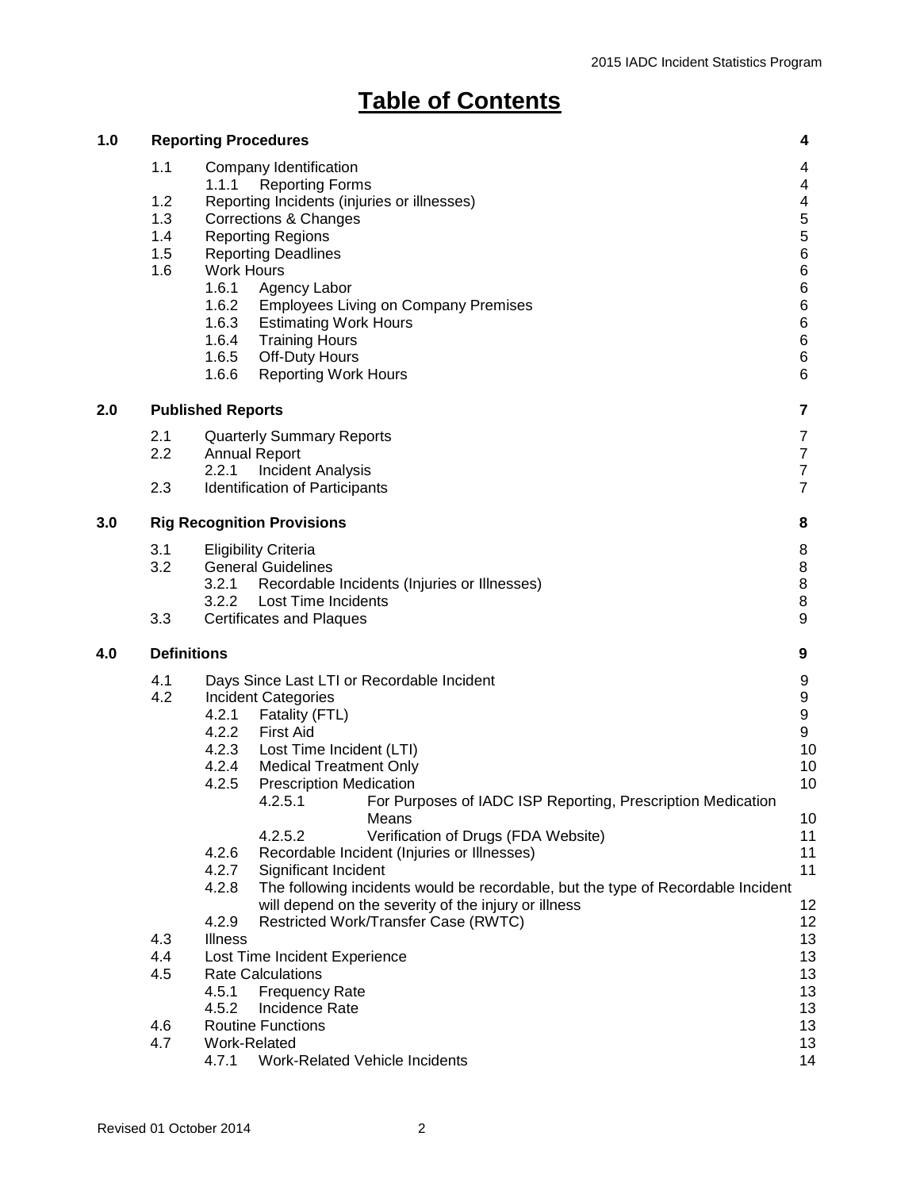# Table of Contents

| | | | |
|---|---|---|---|
| **1.0** | **Reporting Procedures** | | **4** |
| | 1.1 | Company Identification | 4 |
| | | 1.1.1 Reporting Forms | 4 |
| | 1.2 | Reporting Incidents (injuries or illnesses) | 4 |
| | 1.3 | Corrections & Changes | 5 |
| | 1.4 | Reporting Regions | 5 |
| | 1.5 | Reporting Deadlines | 6 |
| | 1.6 | Work Hours | 6 |
| | | 1.6.1 Agency Labor | 6 |
| | | 1.6.2 Employees Living on Company Premises | 6 |
| | | 1.6.3 Estimating Work Hours | 6 |
| | | 1.6.4 Training Hours | 6 |
| | | 1.6.5 Off-Duty Hours | 6 |
| | | 1.6.6 Reporting Work Hours | 6 |
| **2.0** | **Published Reports** | | **7** |
| | 2.1 | Quarterly Summary Reports | 7 |
| | 2.2 | Annual Report | 7 |
| | | 2.2.1 Incident Analysis | 7 |
| | 2.3 | Identification of Participants | 7 |
| **3.0** | **Rig Recognition Provisions** | | **8** |
| | 3.1 | Eligibility Criteria | 8 |
| | 3.2 | General Guidelines | 8 |
| | | 3.2.1 Recordable Incidents (Injuries or Illnesses) | 8 |
| | | 3.2.2 Lost Time Incidents | 8 |
| | 3.3 | Certificates and Plaques | 9 |
| **4.0** | **Definitions** | | **9** |
| | 4.1 | Days Since Last LTI or Recordable Incident | 9 |
| | 4.2 | Incident Categories | 9 |
| | | 4.2.1 Fatality (FTL) | 9 |
| | | 4.2.2 First Aid | 9 |
| | | 4.2.3 Lost Time Incident (LTI) | 10 |
| | | 4.2.4 Medical Treatment Only | 10 |
| | | 4.2.5 Prescription Medication | 10 |
| | | 4.2.5.1 For Purposes of IADC ISP Reporting, Prescription Medication Means | 10 |
| | | 4.2.5.2 Verification of Drugs (FDA Website) | 11 |
| | | 4.2.6 Recordable Incident (Injuries or Illnesses) | 11 |
| | | 4.2.7 Significant Incident | 11 |
| | | 4.2.8 The following incidents would be recordable, but the type of Recordable Incident will depend on the severity of the injury or illness | 12 |
| | | 4.2.9 Restricted Work/Transfer Case (RWTC) | 12 |
| | 4.3 | Illness | 13 |
| | 4.4 | Lost Time Incident Experience | 13 |
| | 4.5 | Rate Calculations | 13 |
| | | 4.5.1 Frequency Rate | 13 |
| | | 4.5.2 Incidence Rate | 13 |
| | 4.6 | Routine Functions | 13 |
| | 4.7 | Work-Related | 13 |
| | | 4.7.1 Work-Related Vehicle Incidents | 14 |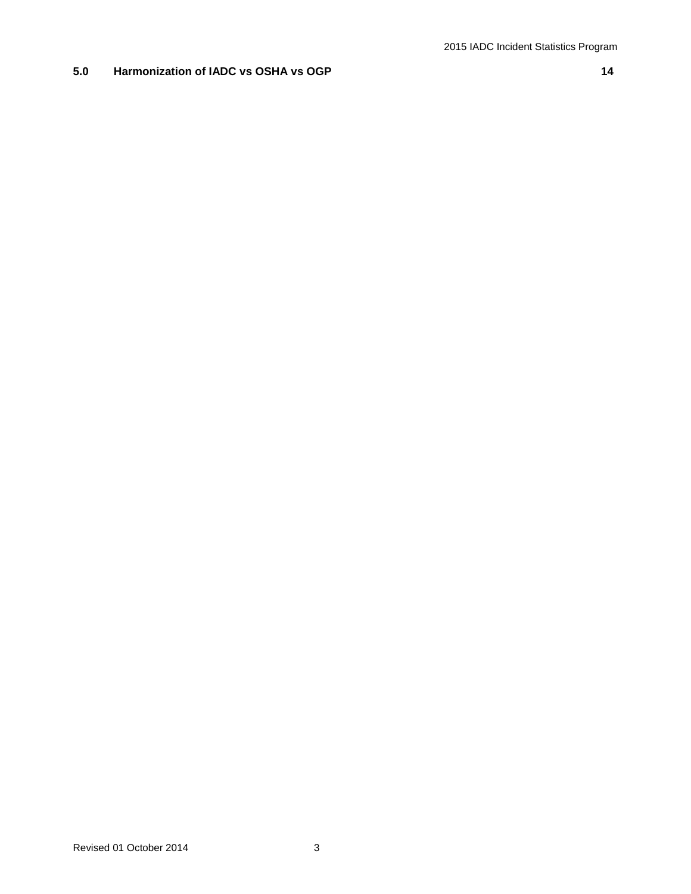**5.0 Harmonization of IADC vs OSHA vs OGP 14**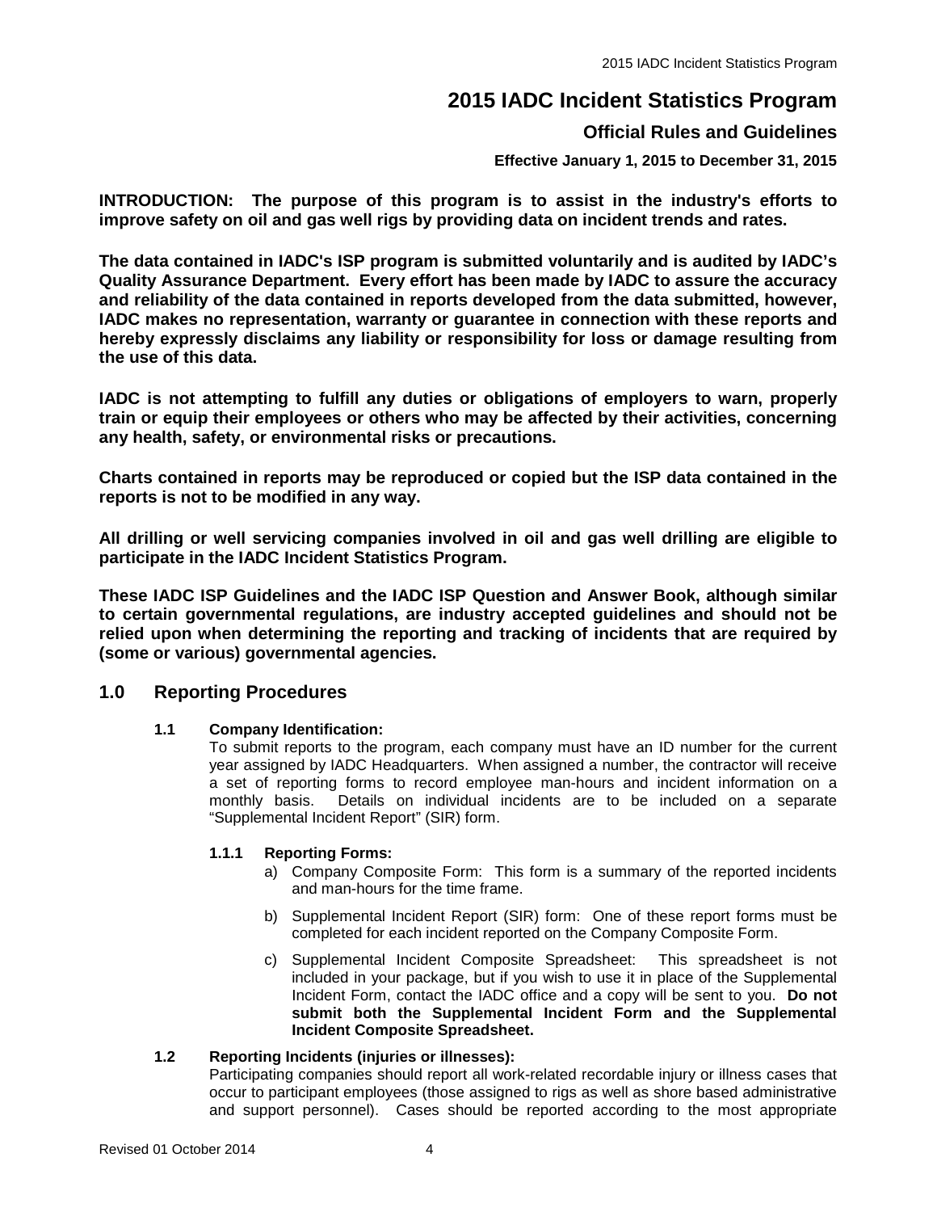# 2015 IADC Incident Statistics Program

## Official Rules and Guidelines

**Effective January 1, 2015 to December 31, 2015**

**INTRODUCTION: The purpose of this program is to assist in the industry's efforts to improve safety on oil and gas well rigs by providing data on incident trends and rates.**

**The data contained in IADC's ISP program is submitted voluntarily and is audited by IADC's Quality Assurance Department. Every effort has been made by IADC to assure the accuracy and reliability of the data contained in reports developed from the data submitted, however, IADC makes no representation, warranty or guarantee in connection with these reports and hereby expressly disclaims any liability or responsibility for loss or damage resulting from the use of this data.**

**IADC is not attempting to fulfill any duties or obligations of employers to warn, properly train or equip their employees or others who may be affected by their activities, concerning any health, safety, or environmental risks or precautions.**

**Charts contained in reports may be reproduced or copied but the ISP data contained in the reports is not to be modified in any way.**

**All drilling or well servicing companies involved in oil and gas well drilling are eligible to participate in the IADC Incident Statistics Program.**

**These IADC ISP Guidelines and the IADC ISP Question and Answer Book, although similar to certain governmental regulations, are industry accepted guidelines and should not be relied upon when determining the reporting and tracking of incidents that are required by (some or various) governmental agencies.**

## 1.0 Reporting Procedures

### 1.1 Company Identification:

To submit reports to the program, each company must have an ID number for the current year assigned by IADC Headquarters. When assigned a number, the contractor will receive a set of reporting forms to record employee man-hours and incident information on a monthly basis. Details on individual incidents are to be included on a separate "Supplemental Incident Report" (SIR) form.

#### 1.1.1 Reporting Forms:

a) Company Composite Form: This form is a summary of the reported incidents and man-hours for the time frame.

b) Supplemental Incident Report (SIR) form: One of these report forms must be completed for each incident reported on the Company Composite Form.

c) Supplemental Incident Composite Spreadsheet: This spreadsheet is not included in your package, but if you wish to use it in place of the Supplemental Incident Form, contact the IADC office and a copy will be sent to you. **Do not submit both the Supplemental Incident Form and the Supplemental Incident Composite Spreadsheet.**

### 1.2 Reporting Incidents (injuries or illnesses):

Participating companies should report all work-related recordable injury or illness cases that occur to participant employees (those assigned to rigs as well as shore based administrative and support personnel). Cases should be reported according to the most appropriate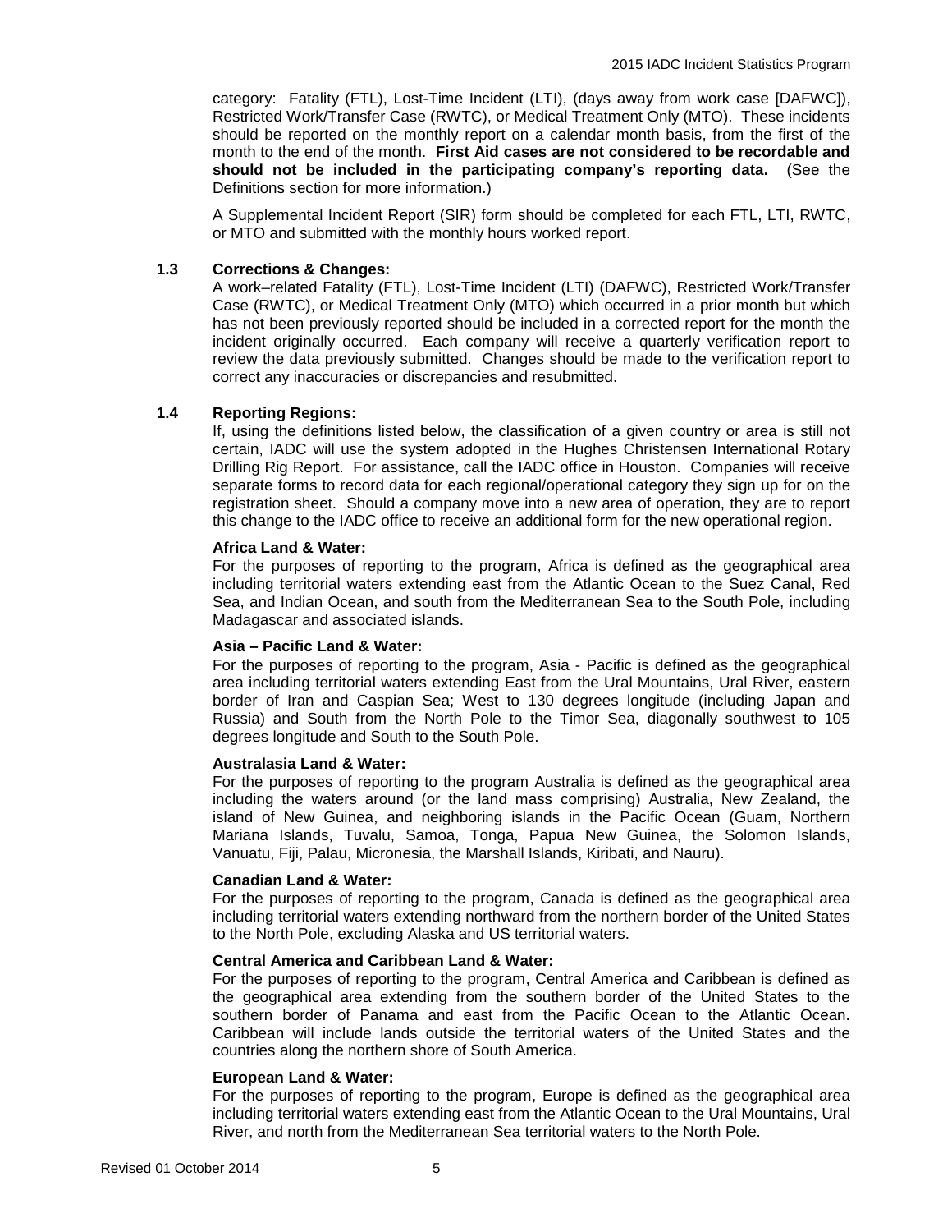category: Fatality (FTL), Lost-Time Incident (LTI), (days away from work case [DAFWC]), Restricted Work/Transfer Case (RWTC), or Medical Treatment Only (MTO). These incidents should be reported on the monthly report on a calendar month basis, from the first of the month to the end of the month. **First Aid cases are not considered to be recordable and should not be included in the participating company's reporting data.** (See the Definitions section for more information.)

A Supplemental Incident Report (SIR) form should be completed for each FTL, LTI, RWTC, or MTO and submitted with the monthly hours worked report.

### 1.3 Corrections & Changes:

A work–related Fatality (FTL), Lost-Time Incident (LTI) (DAFWC), Restricted Work/Transfer Case (RWTC), or Medical Treatment Only (MTO) which occurred in a prior month but which has not been previously reported should be included in a corrected report for the month the incident originally occurred. Each company will receive a quarterly verification report to review the data previously submitted. Changes should be made to the verification report to correct any inaccuracies or discrepancies and resubmitted.

### 1.4 Reporting Regions:

If, using the definitions listed below, the classification of a given country or area is still not certain, IADC will use the system adopted in the Hughes Christensen International Rotary Drilling Rig Report. For assistance, call the IADC office in Houston. Companies will receive separate forms to record data for each regional/operational category they sign up for on the registration sheet. Should a company move into a new area of operation, they are to report this change to the IADC office to receive an additional form for the new operational region.

**Africa Land & Water:**

For the purposes of reporting to the program, Africa is defined as the geographical area including territorial waters extending east from the Atlantic Ocean to the Suez Canal, Red Sea, and Indian Ocean, and south from the Mediterranean Sea to the South Pole, including Madagascar and associated islands.

**Asia – Pacific Land & Water:**

For the purposes of reporting to the program, Asia - Pacific is defined as the geographical area including territorial waters extending East from the Ural Mountains, Ural River, eastern border of Iran and Caspian Sea; West to 130 degrees longitude (including Japan and Russia) and South from the North Pole to the Timor Sea, diagonally southwest to 105 degrees longitude and South to the South Pole.

**Australasia Land & Water:**

For the purposes of reporting to the program Australia is defined as the geographical area including the waters around (or the land mass comprising) Australia, New Zealand, the island of New Guinea, and neighboring islands in the Pacific Ocean (Guam, Northern Mariana Islands, Tuvalu, Samoa, Tonga, Papua New Guinea, the Solomon Islands, Vanuatu, Fiji, Palau, Micronesia, the Marshall Islands, Kiribati, and Nauru).

**Canadian Land & Water:**

For the purposes of reporting to the program, Canada is defined as the geographical area including territorial waters extending northward from the northern border of the United States to the North Pole, excluding Alaska and US territorial waters.

**Central America and Caribbean Land & Water:**

For the purposes of reporting to the program, Central America and Caribbean is defined as the geographical area extending from the southern border of the United States to the southern border of Panama and east from the Pacific Ocean to the Atlantic Ocean. Caribbean will include lands outside the territorial waters of the United States and the countries along the northern shore of South America.

**European Land & Water:**

For the purposes of reporting to the program, Europe is defined as the geographical area including territorial waters extending east from the Atlantic Ocean to the Ural Mountains, Ural River, and north from the Mediterranean Sea territorial waters to the North Pole.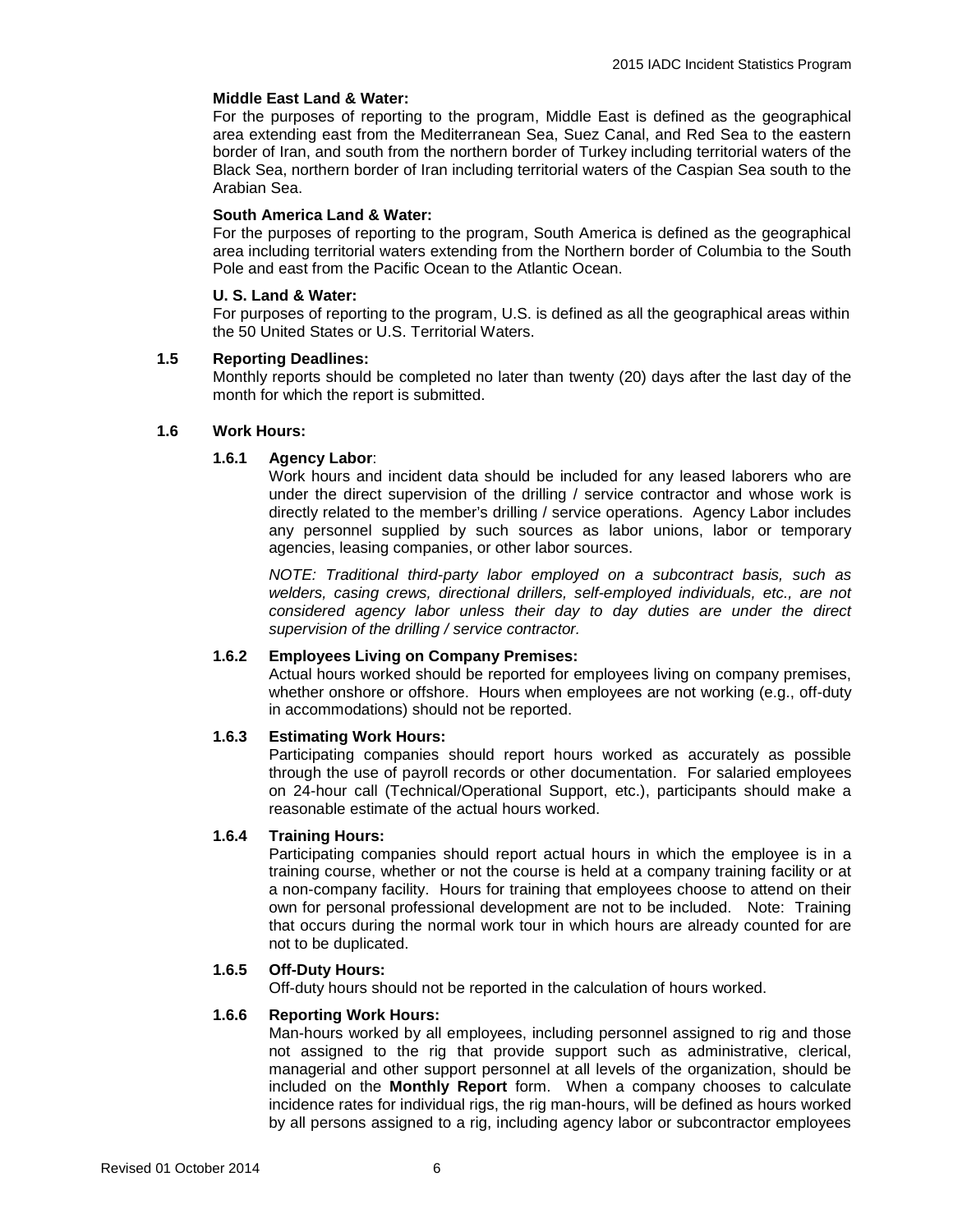**Middle East Land & Water:**

For the purposes of reporting to the program, Middle East is defined as the geographical area extending east from the Mediterranean Sea, Suez Canal, and Red Sea to the eastern border of Iran, and south from the northern border of Turkey including territorial waters of the Black Sea, northern border of Iran including territorial waters of the Caspian Sea south to the Arabian Sea.

**South America Land & Water:**

For the purposes of reporting to the program, South America is defined as the geographical area including territorial waters extending from the Northern border of Columbia to the South Pole and east from the Pacific Ocean to the Atlantic Ocean.

**U. S. Land & Water:**

For purposes of reporting to the program, U.S. is defined as all the geographical areas within the 50 United States or U.S. Territorial Waters.

### 1.5 Reporting Deadlines:

Monthly reports should be completed no later than twenty (20) days after the last day of the month for which the report is submitted.

### 1.6 Work Hours:

#### 1.6.1 Agency Labor:

Work hours and incident data should be included for any leased laborers who are under the direct supervision of the drilling / service contractor and whose work is directly related to the member's drilling / service operations. Agency Labor includes any personnel supplied by such sources as labor unions, labor or temporary agencies, leasing companies, or other labor sources.

*NOTE: Traditional third-party labor employed on a subcontract basis, such as welders, casing crews, directional drillers, self-employed individuals, etc., are not considered agency labor unless their day to day duties are under the direct supervision of the drilling / service contractor.*

#### 1.6.2 Employees Living on Company Premises:

Actual hours worked should be reported for employees living on company premises, whether onshore or offshore. Hours when employees are not working (e.g., off-duty in accommodations) should not be reported.

#### 1.6.3 Estimating Work Hours:

Participating companies should report hours worked as accurately as possible through the use of payroll records or other documentation. For salaried employees on 24-hour call (Technical/Operational Support, etc.), participants should make a reasonable estimate of the actual hours worked.

#### 1.6.4 Training Hours:

Participating companies should report actual hours in which the employee is in a training course, whether or not the course is held at a company training facility or at a non-company facility. Hours for training that employees choose to attend on their own for personal professional development are not to be included. Note: Training that occurs during the normal work tour in which hours are already counted for are not to be duplicated.

#### 1.6.5 Off-Duty Hours:

Off-duty hours should not be reported in the calculation of hours worked.

#### 1.6.6 Reporting Work Hours:

Man-hours worked by all employees, including personnel assigned to rig and those not assigned to the rig that provide support such as administrative, clerical, managerial and other support personnel at all levels of the organization, should be included on the **Monthly Report** form. When a company chooses to calculate incidence rates for individual rigs, the rig man-hours, will be defined as hours worked by all persons assigned to a rig, including agency labor or subcontractor employees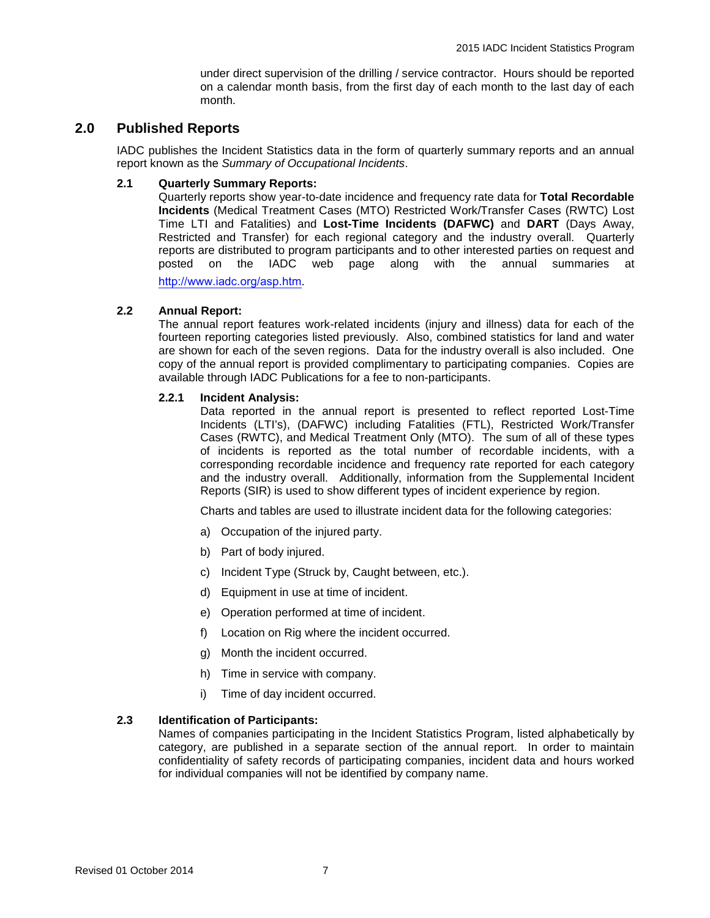under direct supervision of the drilling / service contractor. Hours should be reported on a calendar month basis, from the first day of each month to the last day of each month.

## 2.0 Published Reports

IADC publishes the Incident Statistics data in the form of quarterly summary reports and an annual report known as the *Summary of Occupational Incidents*.

### 2.1 Quarterly Summary Reports:

Quarterly reports show year-to-date incidence and frequency rate data for **Total Recordable Incidents** (Medical Treatment Cases (MTO) Restricted Work/Transfer Cases (RWTC) Lost Time LTI and Fatalities) and **Lost-Time Incidents (DAFWC)** and **DART** (Days Away, Restricted and Transfer) for each regional category and the industry overall. Quarterly reports are distributed to program participants and to other interested parties on request and posted on the IADC web page along with the annual summaries at http://www.iadc.org/asp.htm.

### 2.2 Annual Report:

The annual report features work-related incidents (injury and illness) data for each of the fourteen reporting categories listed previously. Also, combined statistics for land and water are shown for each of the seven regions. Data for the industry overall is also included. One copy of the annual report is provided complimentary to participating companies. Copies are available through IADC Publications for a fee to non-participants.

#### 2.2.1 Incident Analysis:

Data reported in the annual report is presented to reflect reported Lost-Time Incidents (LTI's), (DAFWC) including Fatalities (FTL), Restricted Work/Transfer Cases (RWTC), and Medical Treatment Only (MTO). The sum of all of these types of incidents is reported as the total number of recordable incidents, with a corresponding recordable incidence and frequency rate reported for each category and the industry overall. Additionally, information from the Supplemental Incident Reports (SIR) is used to show different types of incident experience by region.

Charts and tables are used to illustrate incident data for the following categories:

a) Occupation of the injured party.

b) Part of body injured.

c) Incident Type (Struck by, Caught between, etc.).

d) Equipment in use at time of incident.

e) Operation performed at time of incident.

f) Location on Rig where the incident occurred.

g) Month the incident occurred.

h) Time in service with company.

i) Time of day incident occurred.

### 2.3 Identification of Participants:

Names of companies participating in the Incident Statistics Program, listed alphabetically by category, are published in a separate section of the annual report. In order to maintain confidentiality of safety records of participating companies, incident data and hours worked for individual companies will not be identified by company name.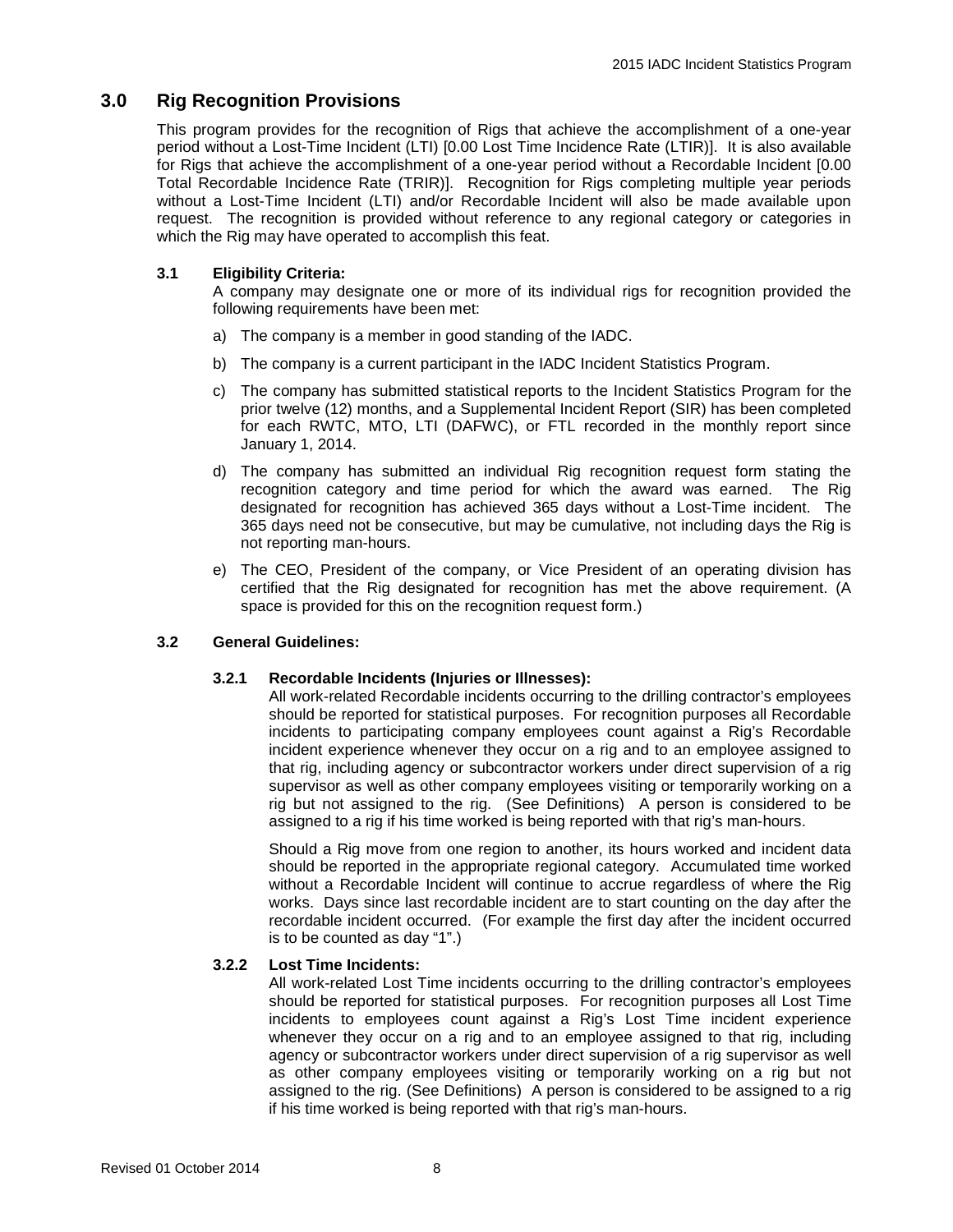## 3.0 Rig Recognition Provisions

This program provides for the recognition of Rigs that achieve the accomplishment of a one-year period without a Lost-Time Incident (LTI) [0.00 Lost Time Incidence Rate (LTIR)]. It is also available for Rigs that achieve the accomplishment of a one-year period without a Recordable Incident [0.00 Total Recordable Incidence Rate (TRIR)]. Recognition for Rigs completing multiple year periods without a Lost-Time Incident (LTI) and/or Recordable Incident will also be made available upon request. The recognition is provided without reference to any regional category or categories in which the Rig may have operated to accomplish this feat.

### 3.1 Eligibility Criteria:

A company may designate one or more of its individual rigs for recognition provided the following requirements have been met:

a) The company is a member in good standing of the IADC.

b) The company is a current participant in the IADC Incident Statistics Program.

c) The company has submitted statistical reports to the Incident Statistics Program for the prior twelve (12) months, and a Supplemental Incident Report (SIR) has been completed for each RWTC, MTO, LTI (DAFWC), or FTL recorded in the monthly report since January 1, 2014.

d) The company has submitted an individual Rig recognition request form stating the recognition category and time period for which the award was earned. The Rig designated for recognition has achieved 365 days without a Lost-Time incident. The 365 days need not be consecutive, but may be cumulative, not including days the Rig is not reporting man-hours.

e) The CEO, President of the company, or Vice President of an operating division has certified that the Rig designated for recognition has met the above requirement. (A space is provided for this on the recognition request form.)

### 3.2 General Guidelines:

#### 3.2.1 Recordable Incidents (Injuries or Illnesses):

All work-related Recordable incidents occurring to the drilling contractor's employees should be reported for statistical purposes. For recognition purposes all Recordable incidents to participating company employees count against a Rig's Recordable incident experience whenever they occur on a rig and to an employee assigned to that rig, including agency or subcontractor workers under direct supervision of a rig supervisor as well as other company employees visiting or temporarily working on a rig but not assigned to the rig. (See Definitions) A person is considered to be assigned to a rig if his time worked is being reported with that rig's man-hours.

Should a Rig move from one region to another, its hours worked and incident data should be reported in the appropriate regional category. Accumulated time worked without a Recordable Incident will continue to accrue regardless of where the Rig works. Days since last recordable incident are to start counting on the day after the recordable incident occurred. (For example the first day after the incident occurred is to be counted as day "1".)

#### 3.2.2 Lost Time Incidents:

All work-related Lost Time incidents occurring to the drilling contractor's employees should be reported for statistical purposes. For recognition purposes all Lost Time incidents to employees count against a Rig's Lost Time incident experience whenever they occur on a rig and to an employee assigned to that rig, including agency or subcontractor workers under direct supervision of a rig supervisor as well as other company employees visiting or temporarily working on a rig but not assigned to the rig. (See Definitions) A person is considered to be assigned to a rig if his time worked is being reported with that rig's man-hours.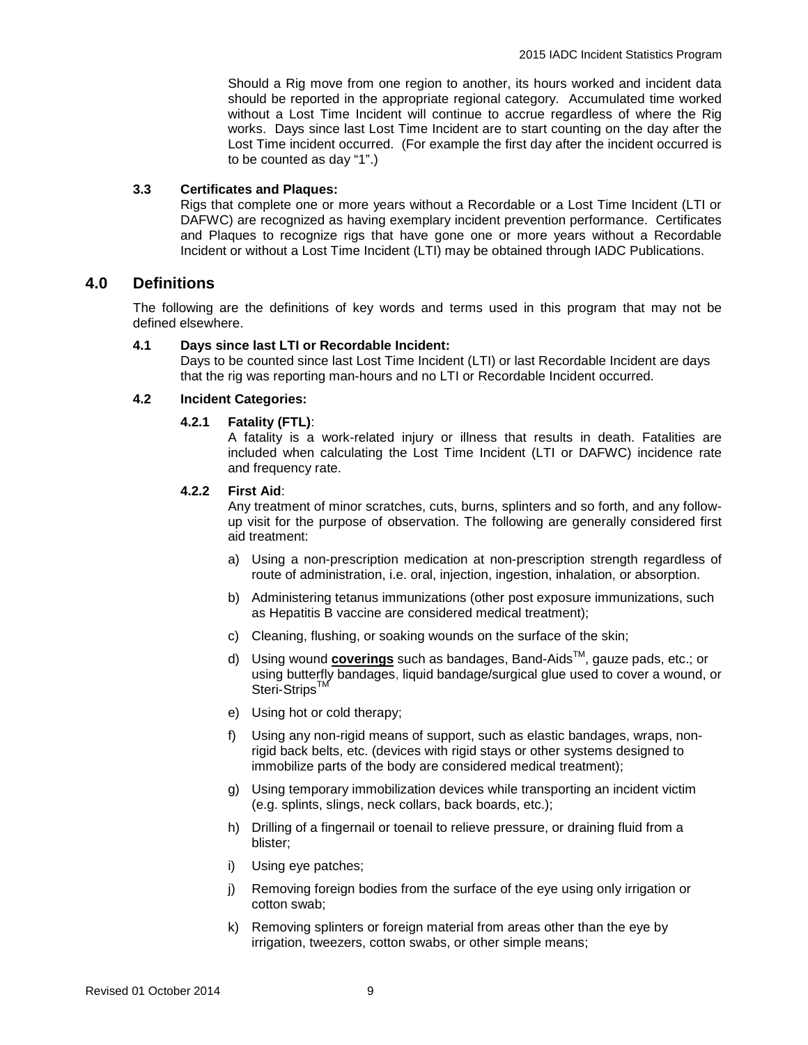Should a Rig move from one region to another, its hours worked and incident data should be reported in the appropriate regional category. Accumulated time worked without a Lost Time Incident will continue to accrue regardless of where the Rig works. Days since last Lost Time Incident are to start counting on the day after the Lost Time incident occurred. (For example the first day after the incident occurred is to be counted as day "1".)

### 3.3 Certificates and Plaques:

Rigs that complete one or more years without a Recordable or a Lost Time Incident (LTI or DAFWC) are recognized as having exemplary incident prevention performance. Certificates and Plaques to recognize rigs that have gone one or more years without a Recordable Incident or without a Lost Time Incident (LTI) may be obtained through IADC Publications.

## 4.0 Definitions

The following are the definitions of key words and terms used in this program that may not be defined elsewhere.

### 4.1 Days since last LTI or Recordable Incident:

Days to be counted since last Lost Time Incident (LTI) or last Recordable Incident are days that the rig was reporting man-hours and no LTI or Recordable Incident occurred.

### 4.2 Incident Categories:

#### 4.2.1 Fatality (FTL):

A fatality is a work-related injury or illness that results in death. Fatalities are included when calculating the Lost Time Incident (LTI or DAFWC) incidence rate and frequency rate.

#### 4.2.2 First Aid:

Any treatment of minor scratches, cuts, burns, splinters and so forth, and any follow-up visit for the purpose of observation. The following are generally considered first aid treatment:

a) Using a non-prescription medication at non-prescription strength regardless of route of administration, i.e. oral, injection, ingestion, inhalation, or absorption.

b) Administering tetanus immunizations (other post exposure immunizations, such as Hepatitis B vaccine are considered medical treatment);

c) Cleaning, flushing, or soaking wounds on the surface of the skin;

d) Using wound **coverings** such as bandages, Band-Aids™, gauze pads, etc.; or using butterfly bandages, liquid bandage/surgical glue used to cover a wound, or Steri-Strips™

e) Using hot or cold therapy;

f) Using any non-rigid means of support, such as elastic bandages, wraps, non-rigid back belts, etc. (devices with rigid stays or other systems designed to immobilize parts of the body are considered medical treatment);

g) Using temporary immobilization devices while transporting an incident victim (e.g. splints, slings, neck collars, back boards, etc.);

h) Drilling of a fingernail or toenail to relieve pressure, or draining fluid from a blister;

i) Using eye patches;

j) Removing foreign bodies from the surface of the eye using only irrigation or cotton swab;

k) Removing splinters or foreign material from areas other than the eye by irrigation, tweezers, cotton swabs, or other simple means;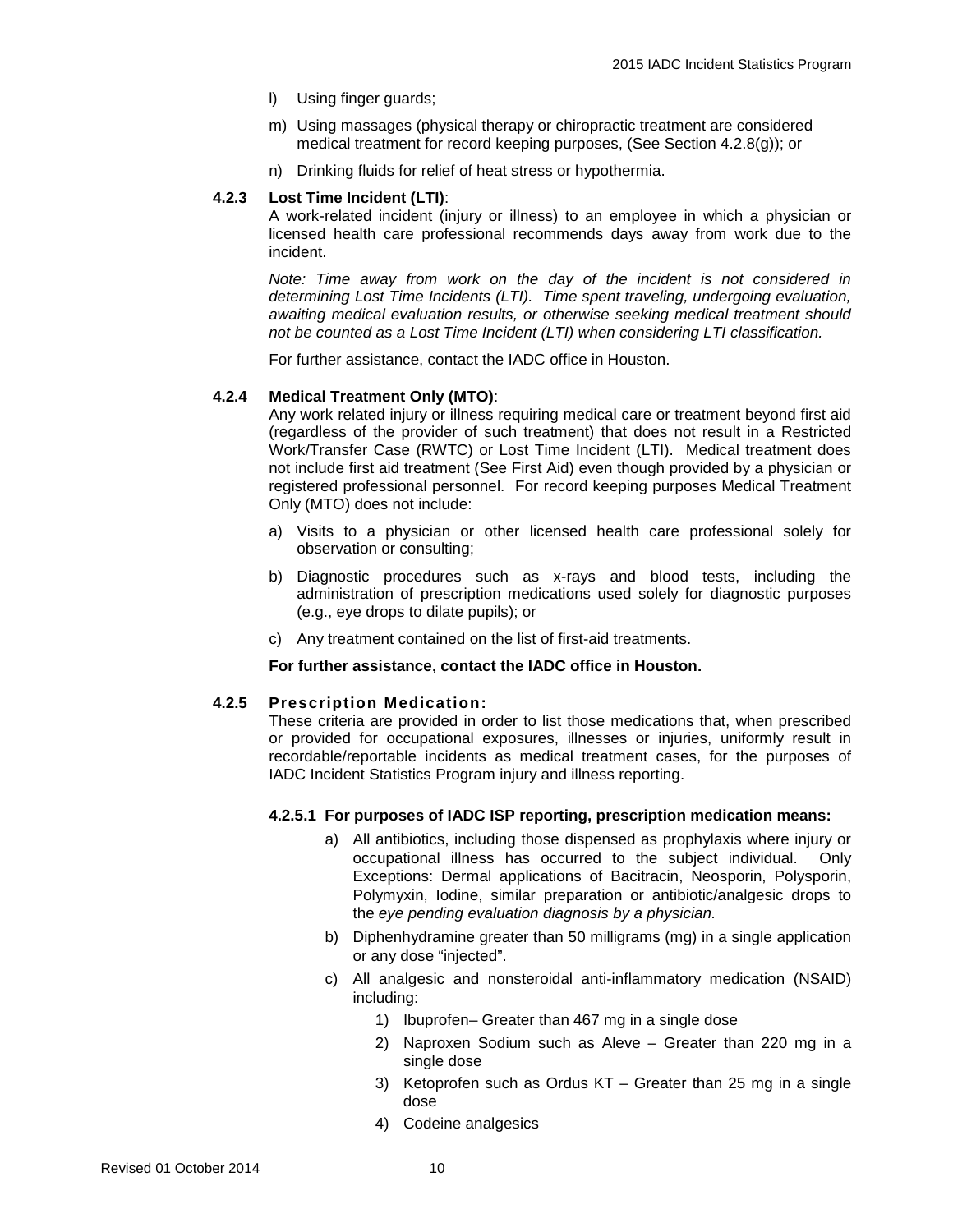l) Using finger guards;

m) Using massages (physical therapy or chiropractic treatment are considered medical treatment for record keeping purposes, (See Section 4.2.8(g)); or

n) Drinking fluids for relief of heat stress or hypothermia.

#### 4.2.3 Lost Time Incident (LTI):

A work-related incident (injury or illness) to an employee in which a physician or licensed health care professional recommends days away from work due to the incident.

*Note: Time away from work on the day of the incident is not considered in determining Lost Time Incidents (LTI). Time spent traveling, undergoing evaluation, awaiting medical evaluation results, or otherwise seeking medical treatment should not be counted as a Lost Time Incident (LTI) when considering LTI classification.*

For further assistance, contact the IADC office in Houston.

#### 4.2.4 Medical Treatment Only (MTO):

Any work related injury or illness requiring medical care or treatment beyond first aid (regardless of the provider of such treatment) that does not result in a Restricted Work/Transfer Case (RWTC) or Lost Time Incident (LTI). Medical treatment does not include first aid treatment (See First Aid) even though provided by a physician or registered professional personnel. For record keeping purposes Medical Treatment Only (MTO) does not include:

a) Visits to a physician or other licensed health care professional solely for observation or consulting;

b) Diagnostic procedures such as x-rays and blood tests, including the administration of prescription medications used solely for diagnostic purposes (e.g., eye drops to dilate pupils); or

c) Any treatment contained on the list of first-aid treatments.

**For further assistance, contact the IADC office in Houston.**

#### 4.2.5 Prescription Medication:

These criteria are provided in order to list those medications that, when prescribed or provided for occupational exposures, illnesses or injuries, uniformly result in recordable/reportable incidents as medical treatment cases, for the purposes of IADC Incident Statistics Program injury and illness reporting.

##### 4.2.5.1 For purposes of IADC ISP reporting, prescription medication means:

a) All antibiotics, including those dispensed as prophylaxis where injury or occupational illness has occurred to the subject individual. Only Exceptions: Dermal applications of Bacitracin, Neosporin, Polysporin, Polymyxin, Iodine, similar preparation or antibiotic/analgesic drops to the *eye pending evaluation diagnosis by a physician*.

b) Diphenhydramine greater than 50 milligrams (mg) in a single application or any dose “injected”.

c) All analgesic and nonsteroidal anti-inflammatory medication (NSAID) including:

1) Ibuprofen– Greater than 467 mg in a single dose
2) Naproxen Sodium such as Aleve – Greater than 220 mg in a single dose
3) Ketoprofen such as Ordus KT – Greater than 25 mg in a single dose
4) Codeine analgesics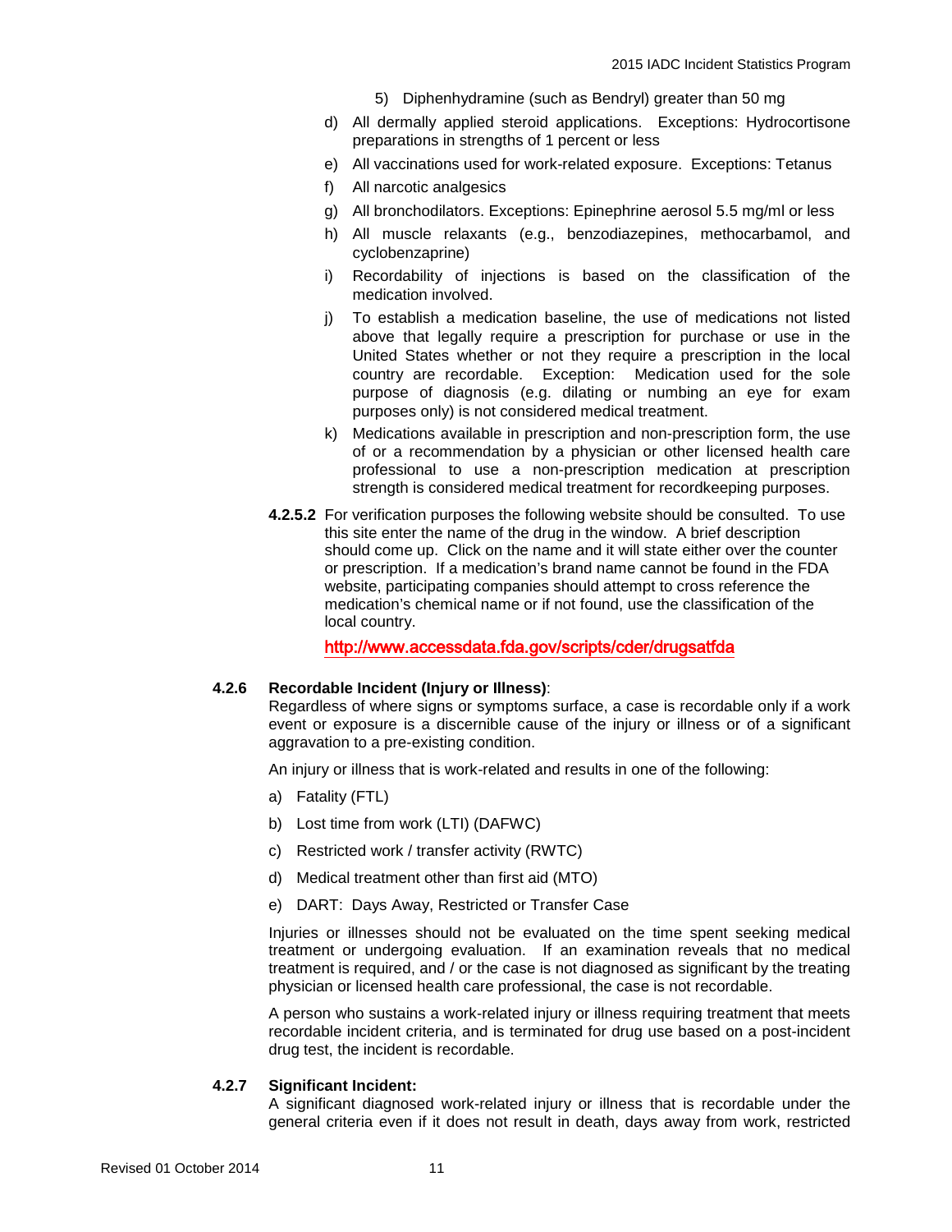5) Diphenhydramine (such as Bendryl) greater than 50 mg

d) All dermally applied steroid applications. Exceptions: Hydrocortisone preparations in strengths of 1 percent or less

e) All vaccinations used for work-related exposure. Exceptions: Tetanus

f) All narcotic analgesics

g) All bronchodilators. Exceptions: Epinephrine aerosol 5.5 mg/ml or less

h) All muscle relaxants (e.g., benzodiazepines, methocarbamol, and cyclobenzaprine)

i) Recordability of injections is based on the classification of the medication involved.

j) To establish a medication baseline, the use of medications not listed above that legally require a prescription for purchase or use in the United States whether or not they require a prescription in the local country are recordable. Exception: Medication used for the sole purpose of diagnosis (e.g. dilating or numbing an eye for exam purposes only) is not considered medical treatment.

k) Medications available in prescription and non-prescription form, the use of or a recommendation by a physician or other licensed health care professional to use a non-prescription medication at prescription strength is considered medical treatment for recordkeeping purposes.

**4.2.5.2** For verification purposes the following website should be consulted. To use this site enter the name of the drug in the window. A brief description should come up. Click on the name and it will state either over the counter or prescription. If a medication's brand name cannot be found in the FDA website, participating companies should attempt to cross reference the medication's chemical name or if not found, use the classification of the local country.

http://www.accessdata.fda.gov/scripts/cder/drugsatfda

### 4.2.6 Recordable Incident (Injury or Illness):

Regardless of where signs or symptoms surface, a case is recordable only if a work event or exposure is a discernible cause of the injury or illness or of a significant aggravation to a pre-existing condition.

An injury or illness that is work-related and results in one of the following:

a) Fatality (FTL)

b) Lost time from work (LTI) (DAFWC)

c) Restricted work / transfer activity (RWTC)

d) Medical treatment other than first aid (MTO)

e) DART: Days Away, Restricted or Transfer Case

Injuries or illnesses should not be evaluated on the time spent seeking medical treatment or undergoing evaluation. If an examination reveals that no medical treatment is required, and / or the case is not diagnosed as significant by the treating physician or licensed health care professional, the case is not recordable.

A person who sustains a work-related injury or illness requiring treatment that meets recordable incident criteria, and is terminated for drug use based on a post-incident drug test, the incident is recordable.

### 4.2.7 Significant Incident:

A significant diagnosed work-related injury or illness that is recordable under the general criteria even if it does not result in death, days away from work, restricted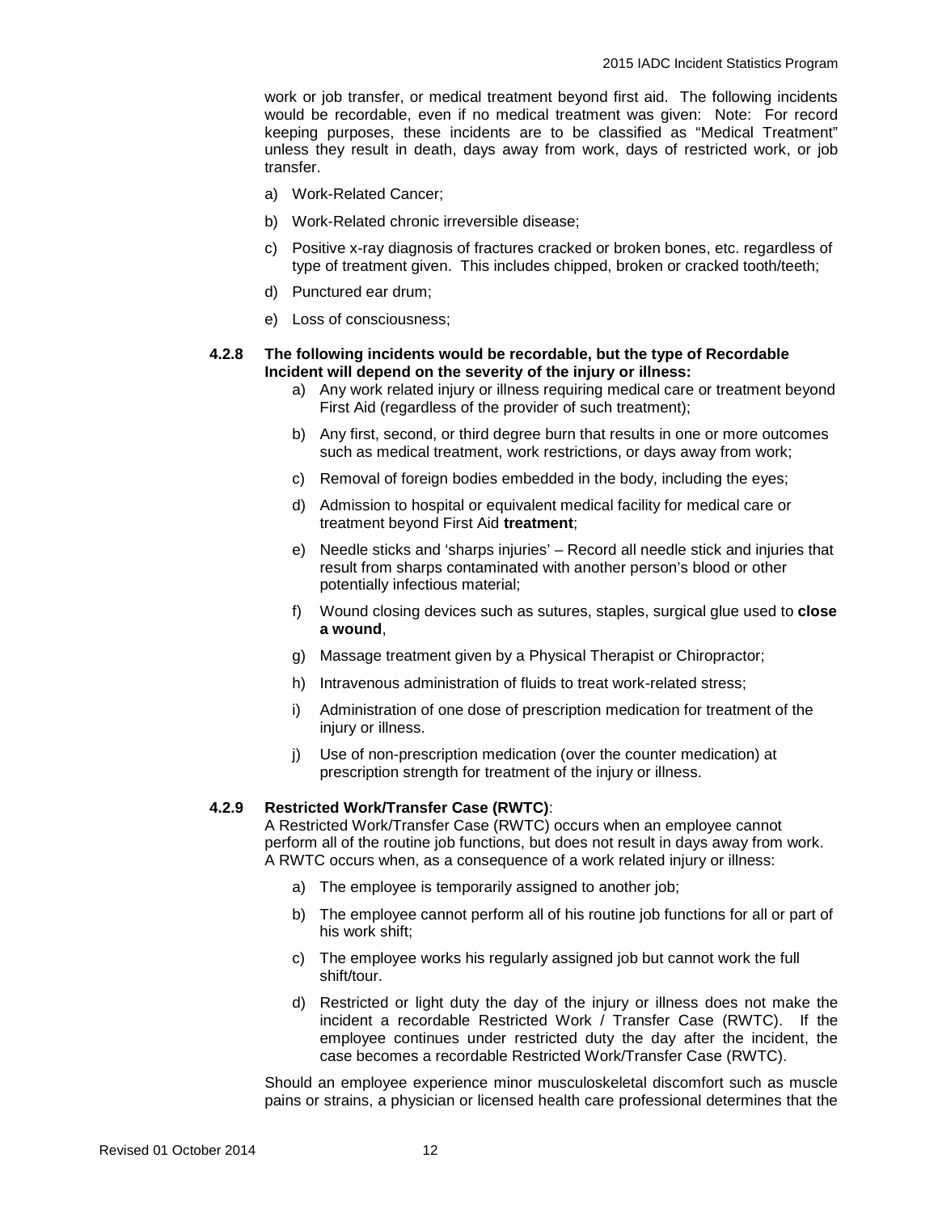work or job transfer, or medical treatment beyond first aid. The following incidents would be recordable, even if no medical treatment was given: Note: For record keeping purposes, these incidents are to be classified as "Medical Treatment" unless they result in death, days away from work, days of restricted work, or job transfer.

a) Work-Related Cancer;

b) Work-Related chronic irreversible disease;

c) Positive x-ray diagnosis of fractures cracked or broken bones, etc. regardless of type of treatment given. This includes chipped, broken or cracked tooth/teeth;

d) Punctured ear drum;

e) Loss of consciousness;

**4.2.8 The following incidents would be recordable, but the type of Recordable Incident will depend on the severity of the injury or illness:**

a) Any work related injury or illness requiring medical care or treatment beyond First Aid (regardless of the provider of such treatment);

b) Any first, second, or third degree burn that results in one or more outcomes such as medical treatment, work restrictions, or days away from work;

c) Removal of foreign bodies embedded in the body, including the eyes;

d) Admission to hospital or equivalent medical facility for medical care or treatment beyond First Aid **treatment**;

e) Needle sticks and 'sharps injuries' – Record all needle stick and injuries that result from sharps contaminated with another person's blood or other potentially infectious material;

f) Wound closing devices such as sutures, staples, surgical glue used to **close a wound**,

g) Massage treatment given by a Physical Therapist or Chiropractor;

h) Intravenous administration of fluids to treat work-related stress;

i) Administration of one dose of prescription medication for treatment of the injury or illness.

j) Use of non-prescription medication (over the counter medication) at prescription strength for treatment of the injury or illness.

**4.2.9 Restricted Work/Transfer Case (RWTC)**:

A Restricted Work/Transfer Case (RWTC) occurs when an employee cannot perform all of the routine job functions, but does not result in days away from work. A RWTC occurs when, as a consequence of a work related injury or illness:

a) The employee is temporarily assigned to another job;

b) The employee cannot perform all of his routine job functions for all or part of his work shift;

c) The employee works his regularly assigned job but cannot work the full shift/tour.

d) Restricted or light duty the day of the injury or illness does not make the incident a recordable Restricted Work / Transfer Case (RWTC). If the employee continues under restricted duty the day after the incident, the case becomes a recordable Restricted Work/Transfer Case (RWTC).

Should an employee experience minor musculoskeletal discomfort such as muscle pains or strains, a physician or licensed health care professional determines that the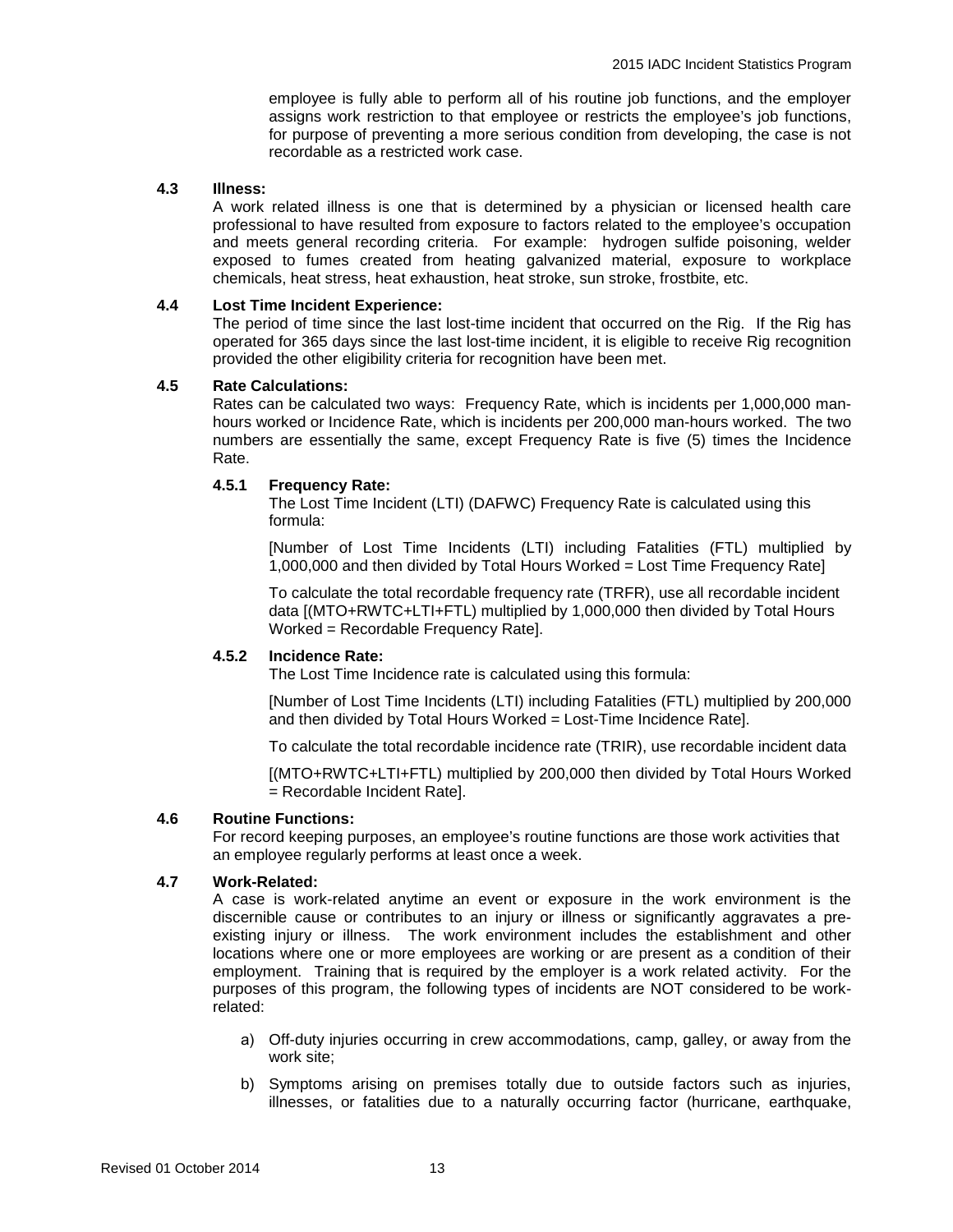employee is fully able to perform all of his routine job functions, and the employer assigns work restriction to that employee or restricts the employee's job functions, for purpose of preventing a more serious condition from developing, the case is not recordable as a restricted work case.

### 4.3 Illness:

A work related illness is one that is determined by a physician or licensed health care professional to have resulted from exposure to factors related to the employee's occupation and meets general recording criteria. For example: hydrogen sulfide poisoning, welder exposed to fumes created from heating galvanized material, exposure to workplace chemicals, heat stress, heat exhaustion, heat stroke, sun stroke, frostbite, etc.

### 4.4 Lost Time Incident Experience:

The period of time since the last lost-time incident that occurred on the Rig. If the Rig has operated for 365 days since the last lost-time incident, it is eligible to receive Rig recognition provided the other eligibility criteria for recognition have been met.

### 4.5 Rate Calculations:

Rates can be calculated two ways: Frequency Rate, which is incidents per 1,000,000 man-hours worked or Incidence Rate, which is incidents per 200,000 man-hours worked. The two numbers are essentially the same, except Frequency Rate is five (5) times the Incidence Rate.

#### 4.5.1 Frequency Rate:

The Lost Time Incident (LTI) (DAFWC) Frequency Rate is calculated using this formula:

[Number of Lost Time Incidents (LTI) including Fatalities (FTL) multiplied by 1,000,000 and then divided by Total Hours Worked = Lost Time Frequency Rate]

To calculate the total recordable frequency rate (TRFR), use all recordable incident data [(MTO+RWTC+LTI+FTL) multiplied by 1,000,000 then divided by Total Hours Worked = Recordable Frequency Rate].

#### 4.5.2 Incidence Rate:

The Lost Time Incidence rate is calculated using this formula:

[Number of Lost Time Incidents (LTI) including Fatalities (FTL) multiplied by 200,000 and then divided by Total Hours Worked = Lost-Time Incidence Rate].

To calculate the total recordable incidence rate (TRIR), use recordable incident data

[(MTO+RWTC+LTI+FTL) multiplied by 200,000 then divided by Total Hours Worked = Recordable Incident Rate].

### 4.6 Routine Functions:

For record keeping purposes, an employee's routine functions are those work activities that an employee regularly performs at least once a week.

### 4.7 Work-Related:

A case is work-related anytime an event or exposure in the work environment is the discernible cause or contributes to an injury or illness or significantly aggravates a pre-existing injury or illness. The work environment includes the establishment and other locations where one or more employees are working or are present as a condition of their employment. Training that is required by the employer is a work related activity. For the purposes of this program, the following types of incidents are NOT considered to be work-related:

a) Off-duty injuries occurring in crew accommodations, camp, galley, or away from the work site;

b) Symptoms arising on premises totally due to outside factors such as injuries, illnesses, or fatalities due to a naturally occurring factor (hurricane, earthquake,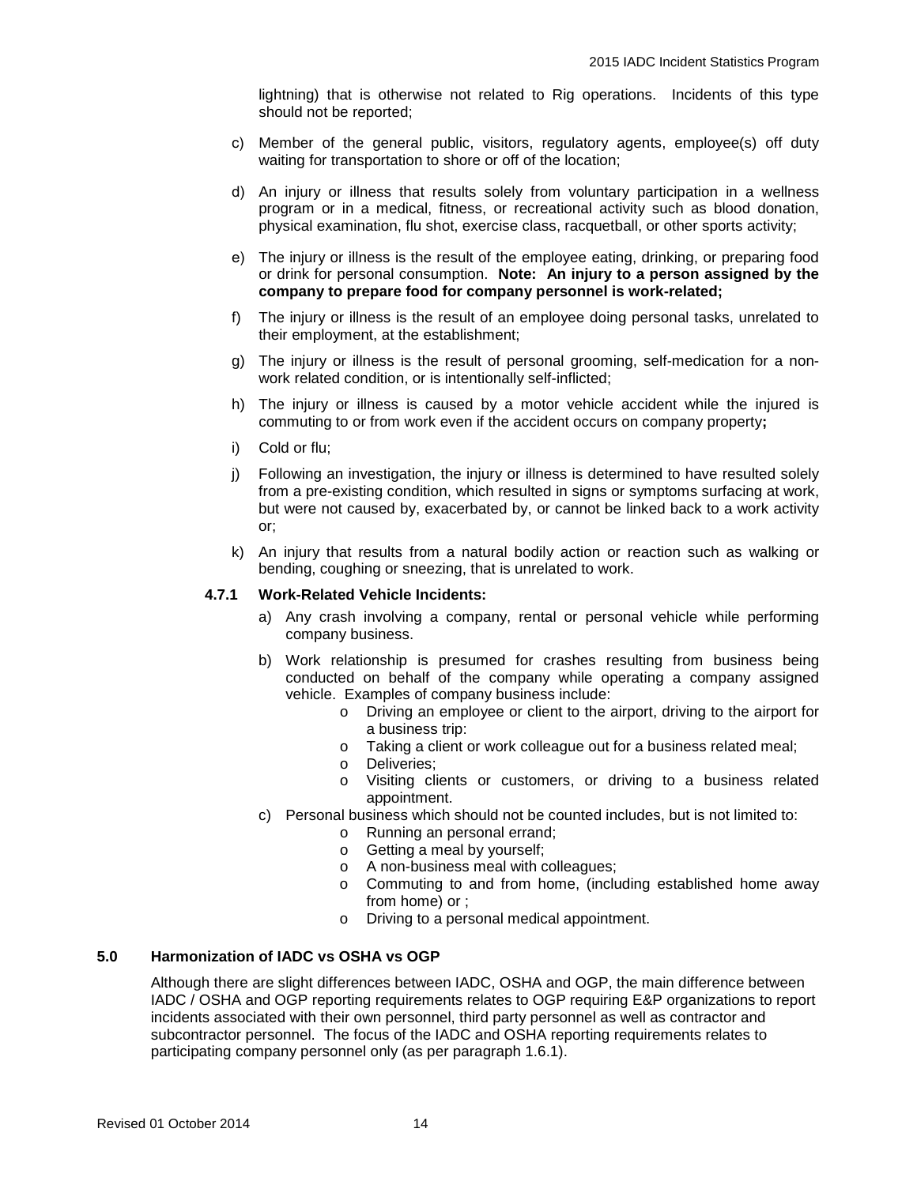lightning) that is otherwise not related to Rig operations. Incidents of this type should not be reported;

c) Member of the general public, visitors, regulatory agents, employee(s) off duty waiting for transportation to shore or off of the location;

d) An injury or illness that results solely from voluntary participation in a wellness program or in a medical, fitness, or recreational activity such as blood donation, physical examination, flu shot, exercise class, racquetball, or other sports activity;

e) The injury or illness is the result of the employee eating, drinking, or preparing food or drink for personal consumption. **Note: An injury to a person assigned by the company to prepare food for company personnel is work-related;**

f) The injury or illness is the result of an employee doing personal tasks, unrelated to their employment, at the establishment;

g) The injury or illness is the result of personal grooming, self-medication for a non-work related condition, or is intentionally self-inflicted;

h) The injury or illness is caused by a motor vehicle accident while the injured is commuting to or from work even if the accident occurs on company property**;**

i) Cold or flu;

j) Following an investigation, the injury or illness is determined to have resulted solely from a pre-existing condition, which resulted in signs or symptoms surfacing at work, but were not caused by, exacerbated by, or cannot be linked back to a work activity or;

k) An injury that results from a natural bodily action or reaction such as walking or bending, coughing or sneezing, that is unrelated to work.

#### 4.7.1 Work-Related Vehicle Incidents:

a) Any crash involving a company, rental or personal vehicle while performing company business.

b) Work relationship is presumed for crashes resulting from business being conducted on behalf of the company while operating a company assigned vehicle. Examples of company business include:
   - Driving an employee or client to the airport, driving to the airport for a business trip:
   - Taking a client or work colleague out for a business related meal;
   - Deliveries;
   - Visiting clients or customers, or driving to a business related appointment.

c) Personal business which should not be counted includes, but is not limited to:
   - Running an personal errand;
   - Getting a meal by yourself;
   - A non-business meal with colleagues;
   - Commuting to and from home, (including established home away from home) or ;
   - Driving to a personal medical appointment.

## 5.0 Harmonization of IADC vs OSHA vs OGP

Although there are slight differences between IADC, OSHA and OGP, the main difference between IADC / OSHA and OGP reporting requirements relates to OGP requiring E&P organizations to report incidents associated with their own personnel, third party personnel as well as contractor and subcontractor personnel. The focus of the IADC and OSHA reporting requirements relates to participating company personnel only (as per paragraph 1.6.1).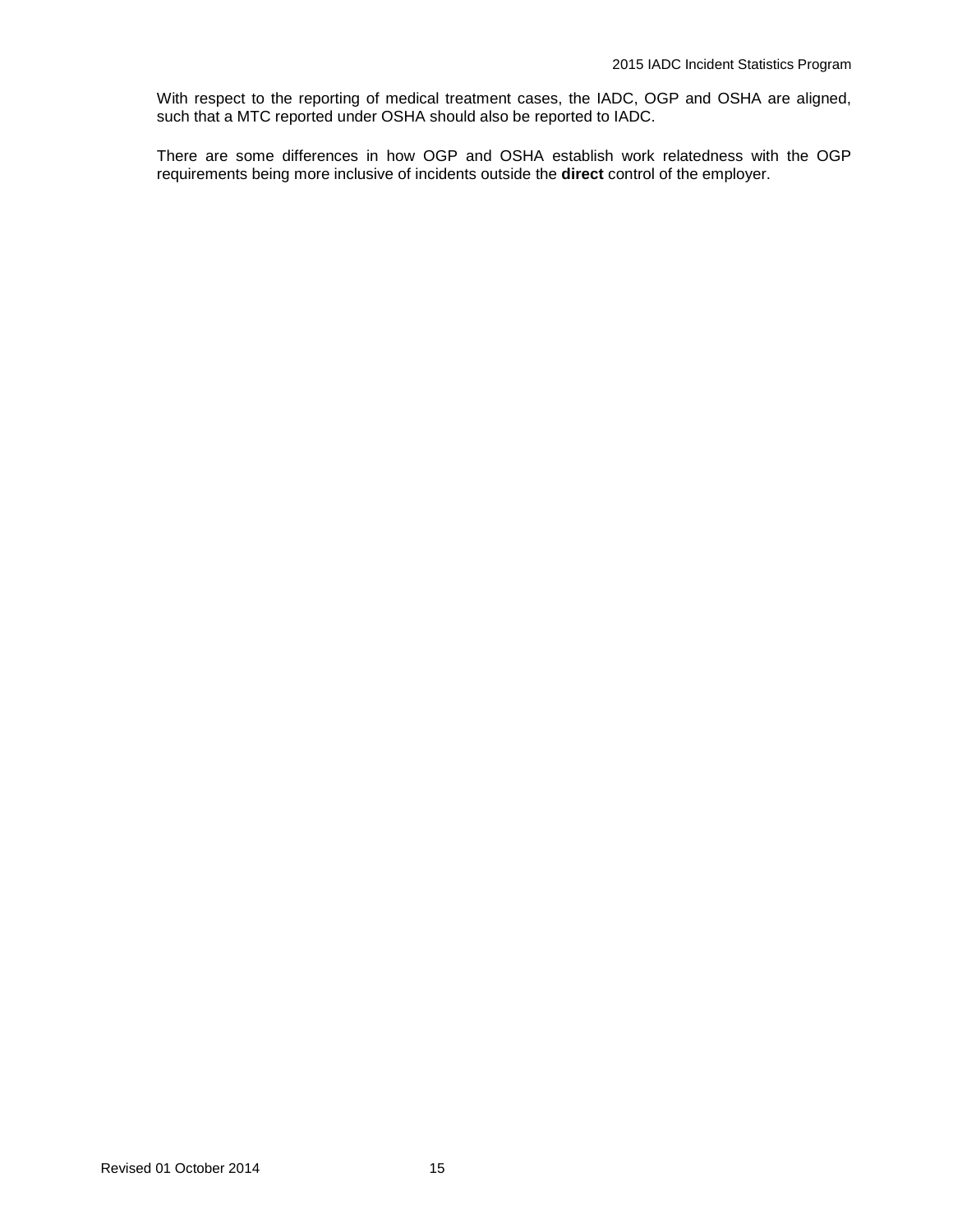With respect to the reporting of medical treatment cases, the IADC, OGP and OSHA are aligned, such that a MTC reported under OSHA should also be reported to IADC.

There are some differences in how OGP and OSHA establish work relatedness with the OGP requirements being more inclusive of incidents outside the **direct** control of the employer.